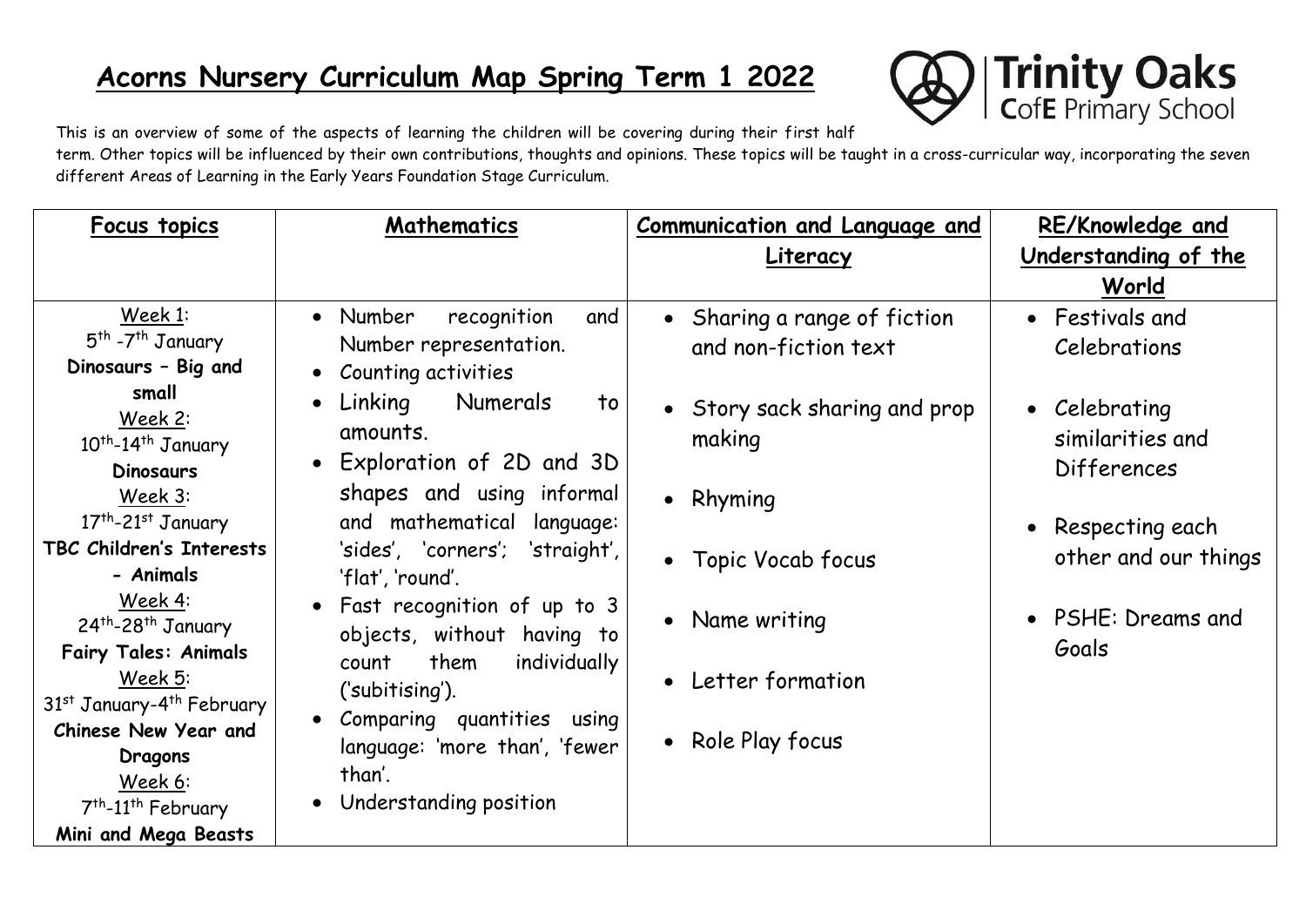# Acorns Nursery Curriculum Map Spring Term 1 2022

Trinity Oaks CofE Primary School

This is an overview of some of the aspects of learning the children will be covering during their first half term. Other topics will be influenced by their own contributions, thoughts and opinions. These topics will be taught in a cross-curricular way, incorporating the seven different Areas of Learning in the Early Years Foundation Stage Curriculum.

| Focus topics | Mathematics | Communication and Language and Literacy | RE/Knowledge and Understanding of the World |
|---|---|---|---|
| Week 1: 5th -7th January **Dinosaurs – Big and small**<br>Week 2: 10th-14th January **Dinosaurs**<br>Week 3: 17th-21st January **TBC Children's Interests - Animals**<br>Week 4: 24th-28th January **Fairy Tales: Animals**<br>Week 5: 31st January-4th February **Chinese New Year and Dragons**<br>Week 6: 7th-11th February **Mini and Mega Beasts** | • Number recognition and Number representation.<br>• Counting activities<br>• Linking Numerals to amounts.<br>• Exploration of 2D and 3D shapes and using informal and mathematical language: 'sides', 'corners'; 'straight', 'flat', 'round'.<br>• Fast recognition of up to 3 objects, without having to count them individually ('subitising').<br>• Comparing quantities using language: 'more than', 'fewer than'.<br>• Understanding position | • Sharing a range of fiction and non-fiction text<br>• Story sack sharing and prop making<br>• Rhyming<br>• Topic Vocab focus<br>• Name writing<br>• Letter formation<br>• Role Play focus | • Festivals and Celebrations<br>• Celebrating similarities and Differences<br>• Respecting each other and our things<br>• PSHE: Dreams and Goals |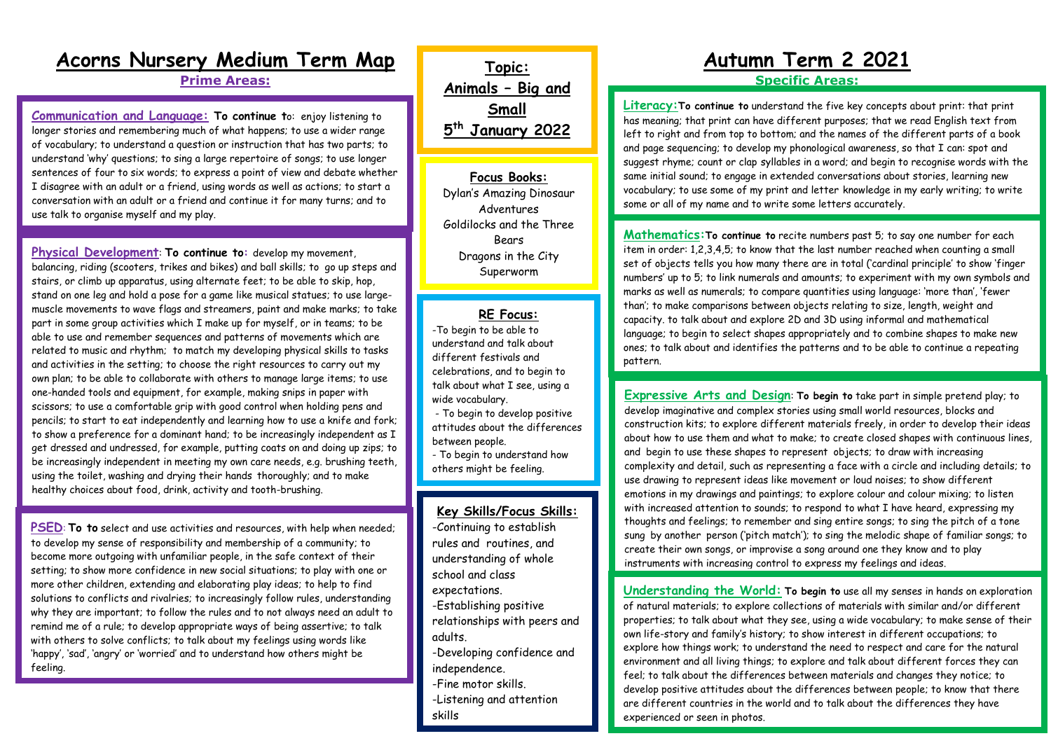# Acorns Nursery Medium Term Map

## Prime Areas:

**Communication and Language: To continue t**o: enjoy listening to longer stories and remembering much of what happens; to use a wider range of vocabulary; to understand a question or instruction that has two parts; to understand 'why' questions; to sing a large repertoire of songs; to use longer sentences of four to six words; to express a point of view and debate whether I disagree with an adult or a friend, using words as well as actions; to start a conversation with an adult or a friend and continue it for many turns; and to use talk to organise myself and my play.

**Physical Development**: **To continue to:** develop my movement, balancing, riding (scooters, trikes and bikes) and ball skills; to go up steps and stairs, or climb up apparatus, using alternate feet; to be able to skip, hop, stand on one leg and hold a pose for a game like musical statues; to use large-muscle movements to wave flags and streamers, paint and make marks; to take part in some group activities which I make up for myself, or in teams; to be able to use and remember sequences and patterns of movements which are related to music and rhythm; to match my developing physical skills to tasks and activities in the setting; to choose the right resources to carry out my own plan; to be able to collaborate with others to manage large items; to use one-handed tools and equipment, for example, making snips in paper with scissors; to use a comfortable grip with good control when holding pens and pencils; to start to eat independently and learning how to use a knife and fork; to show a preference for a dominant hand; to be increasingly independent as I get dressed and undressed, for example, putting coats on and doing up zips; to be increasingly independent in meeting my own care needs, e.g. brushing teeth, using the toilet, washing and drying their hands thoroughly; and to make healthy choices about food, drink, activity and tooth-brushing.

**PSED**: **To to** select and use activities and resources, with help when needed; to develop my sense of responsibility and membership of a community; to become more outgoing with unfamiliar people, in the safe context of their setting; to show more confidence in new social situations; to play with one or more other children, extending and elaborating play ideas; to help to find solutions to conflicts and rivalries; to increasingly follow rules, understanding why they are important; to follow the rules and to not always need an adult to remind me of a rule; to develop appropriate ways of being assertive; to talk with others to solve conflicts; to talk about my feelings using words like 'happy', 'sad', 'angry' or 'worried' and to understand how others might be feeling.

## Topic: Animals – Big and Small
## 5th January 2022

**Focus Books:**

Dylan's Amazing Dinosaur Adventures
Goldilocks and the Three Bears
Dragons in the City
Superworm

**RE Focus:**

- To begin to be able to understand and talk about different festivals and celebrations, and to begin to talk about what I see, using a wide vocabulary.
- To begin to develop positive attitudes about the differences between people.
- To begin to understand how others might be feeling.

**Key Skills/Focus Skills:**

- Continuing to establish rules and routines, and understanding of whole school and class expectations.
- Establishing positive relationships with peers and adults.
- Developing confidence and independence.
- Fine motor skills.
- Listening and attention skills

# Autumn Term 2 2021

## Specific Areas:

**Literacy: To continue to** understand the five key concepts about print: that print has meaning; that print can have different purposes; that we read English text from left to right and from top to bottom; and the names of the different parts of a book and page sequencing; to develop my phonological awareness, so that I can: spot and suggest rhyme; count or clap syllables in a word; and begin to recognise words with the same initial sound; to engage in extended conversations about stories, learning new vocabulary; to use some of my print and letter knowledge in my early writing; to write some or all of my name and to write some letters accurately.

**Mathematics: To continue to** recite numbers past 5; to say one number for each item in order: 1,2,3,4,5; to know that the last number reached when counting a small set of objects tells you how many there are in total ('cardinal principle' to show 'finger numbers' up to 5; to link numerals and amounts; to experiment with my own symbols and marks as well as numerals; to compare quantities using language: 'more than', 'fewer than'; to make comparisons between objects relating to size, length, weight and capacity. to talk about and explore 2D and 3D using informal and mathematical language; to begin to select shapes appropriately and to combine shapes to make new ones; to talk about and identifies the patterns and to be able to continue a repeating pattern.

**Expressive Arts and Design**: **To begin to** take part in simple pretend play; to develop imaginative and complex stories using small world resources, blocks and construction kits; to explore different materials freely, in order to develop their ideas about how to use them and what to make; to create closed shapes with continuous lines, and begin to use these shapes to represent objects; to draw with increasing complexity and detail, such as representing a face with a circle and including details; to use drawing to represent ideas like movement or loud noises; to show different emotions in my drawings and paintings; to explore colour and colour mixing; to listen with increased attention to sounds; to respond to what I have heard, expressing my thoughts and feelings; to remember and sing entire songs; to sing the pitch of a tone sung by another person ('pitch match'); to sing the melodic shape of familiar songs; to create their own songs, or improvise a song around one they know and to play instruments with increasing control to express my feelings and ideas.

**Understanding the World: To begin to** use all my senses in hands on exploration of natural materials; to explore collections of materials with similar and/or different properties; to talk about what they see, using a wide vocabulary; to make sense of their own life-story and family's history; to show interest in different occupations; to explore how things work; to understand the need to respect and care for the natural environment and all living things; to explore and talk about different forces they can feel; to talk about the differences between materials and changes they notice; to develop positive attitudes about the differences between people; to know that there are different countries in the world and to talk about the differences they have experienced or seen in photos.